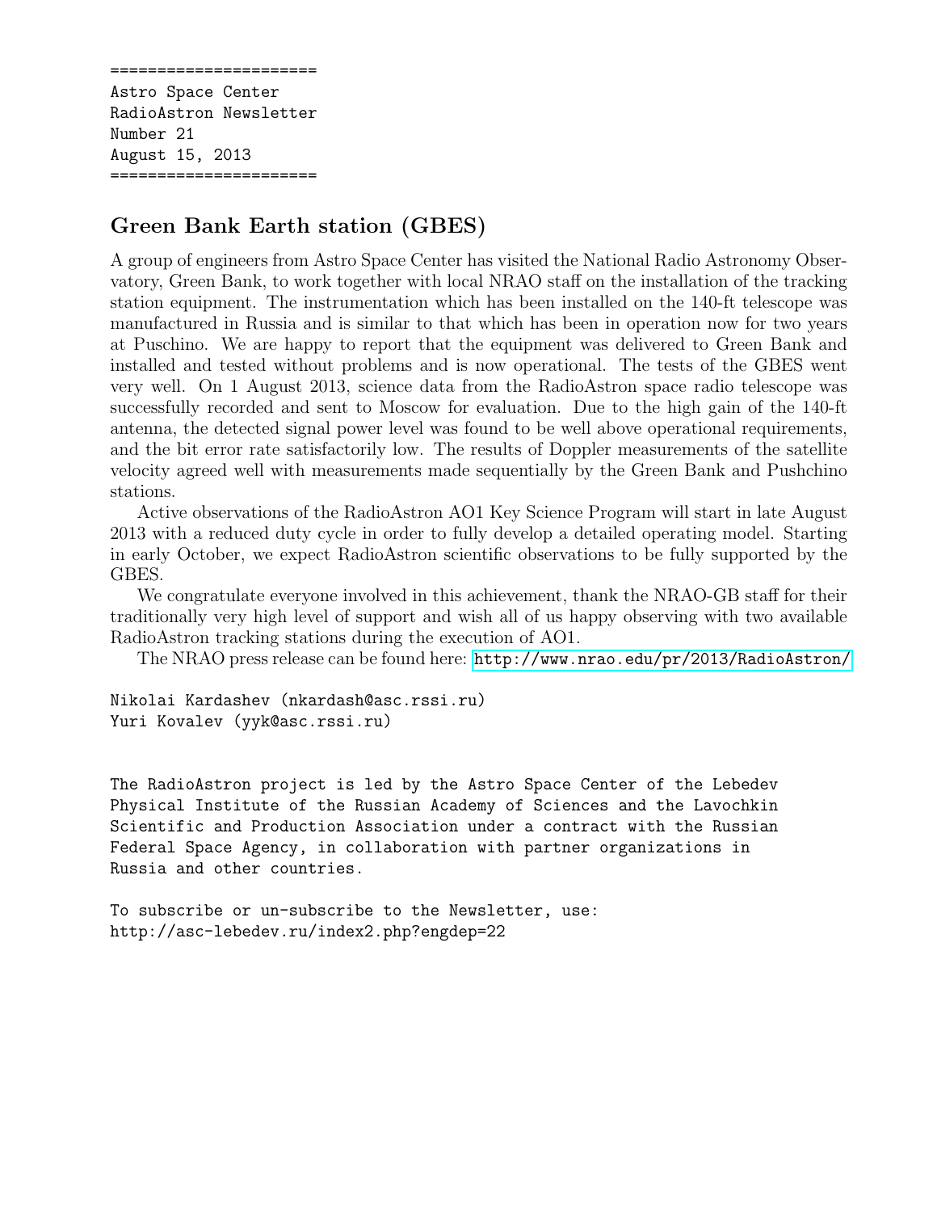```
======================
Astro Space Center
RadioAstron Newsletter
Number 21
August 15, 2013
======================
```

## Green Bank Earth station (GBES)

A group of engineers from Astro Space Center has visited the National Radio Astronomy Observatory, Green Bank, to work together with local NRAO staff on the installation of the tracking station equipment. The instrumentation which has been installed on the 140-ft telescope was manufactured in Russia and is similar to that which has been in operation now for two years at Puschino. We are happy to report that the equipment was delivered to Green Bank and installed and tested without problems and is now operational. The tests of the GBES went very well. On 1 August 2013, science data from the RadioAstron space radio telescope was successfully recorded and sent to Moscow for evaluation. Due to the high gain of the 140-ft antenna, the detected signal power level was found to be well above operational requirements, and the bit error rate satisfactorily low. The results of Doppler measurements of the satellite velocity agreed well with measurements made sequentially by the Green Bank and Pushchino stations.

Active observations of the RadioAstron AO1 Key Science Program will start in late August 2013 with a reduced duty cycle in order to fully develop a detailed operating model. Starting in early October, we expect RadioAstron scientific observations to be fully supported by the GBES.

We congratulate everyone involved in this achievement, thank the NRAO-GB staff for their traditionally very high level of support and wish all of us happy observing with two available RadioAstron tracking stations during the execution of AO1.

The NRAO press release can be found here: http://www.nrao.edu/pr/2013/RadioAstron/

Nikolai Kardashev (nkardash@asc.rssi.ru)
Yuri Kovalev (yyk@asc.rssi.ru)

The RadioAstron project is led by the Astro Space Center of the Lebedev Physical Institute of the Russian Academy of Sciences and the Lavochkin Scientific and Production Association under a contract with the Russian Federal Space Agency, in collaboration with partner organizations in Russia and other countries.

To subscribe or un-subscribe to the Newsletter, use:
http://asc-lebedev.ru/index2.php?engdep=22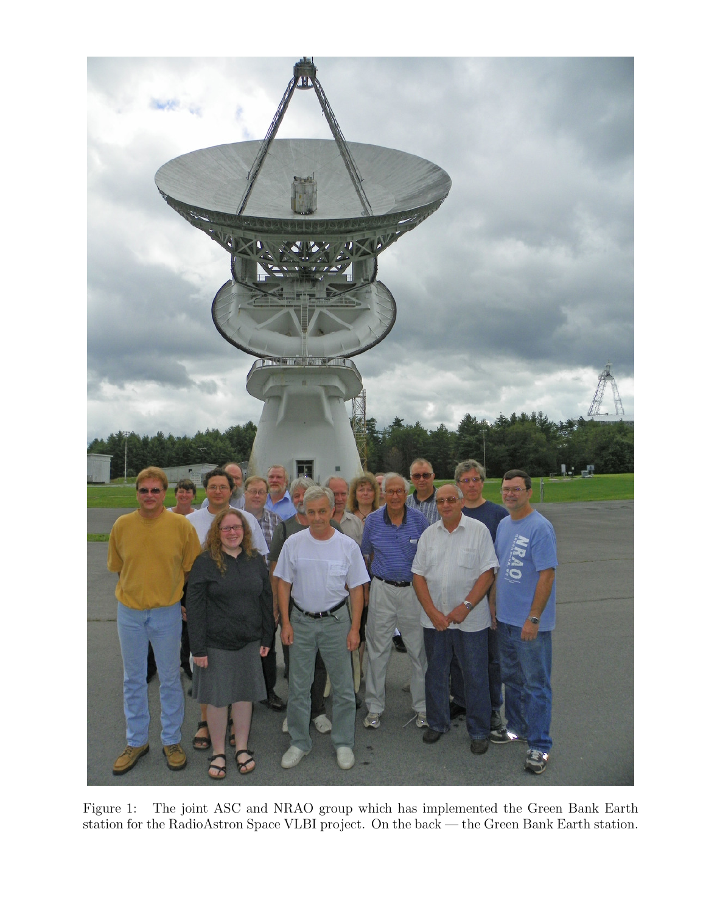Figure 1: The joint ASC and NRAO group which has implemented the Green Bank Earth station for the RadioAstron Space VLBI project. On the back — the Green Bank Earth station.